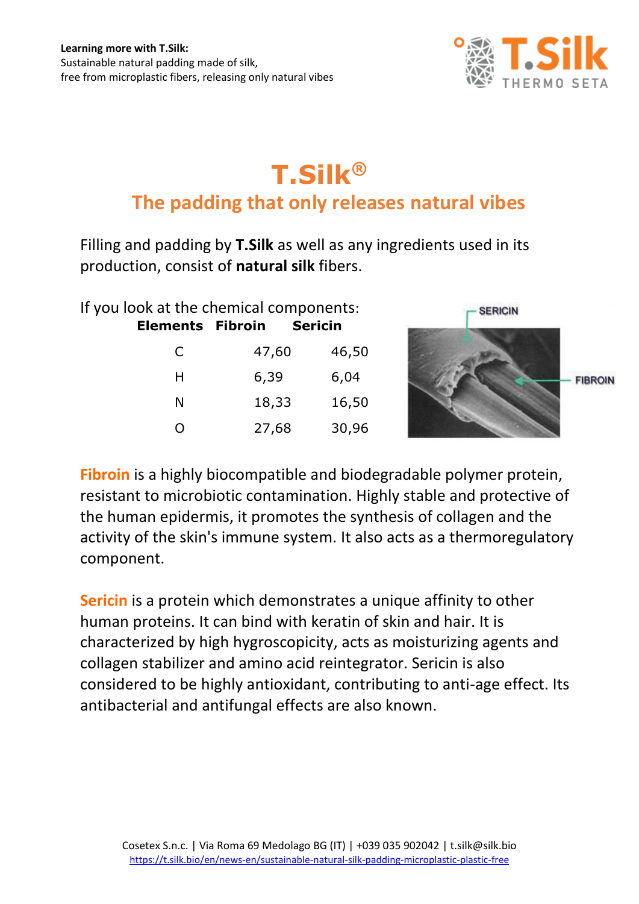**Learning more with T.Silk:**
Sustainable natural padding made of silk,
free from microplastic fibers, releasing only natural vibes

# T.Silk®

## The padding that only releases natural vibes

Filling and padding by **T.Silk** as well as any ingredients used in its production, consist of **natural silk** fibers.

If you look at the chemical components:

| Elements | Fibroin | Sericin |
|---|---|---|
| C | 47,60 | 46,50 |
| H | 6,39 | 6,04 |
| N | 18,33 | 16,50 |
| O | 27,68 | 30,96 |

**Fibroin** is a highly biocompatible and biodegradable polymer protein, resistant to microbiotic contamination. Highly stable and protective of the human epidermis, it promotes the synthesis of collagen and the activity of the skin's immune system. It also acts as a thermoregulatory component.

**Sericin** is a protein which demonstrates a unique affinity to other human proteins. It can bind with keratin of skin and hair. It is characterized by high hygroscopicity, acts as moisturizing agents and collagen stabilizer and amino acid reintegrator. Sericin is also considered to be highly antioxidant, contributing to anti-age effect. Its antibacterial and antifungal effects are also known.

Cosetex S.n.c. | Via Roma 69 Medolago BG (IT) | +039 035 902042 | t.silk@silk.bio
https://t.silk.bio/en/news-en/sustainable-natural-silk-padding-microplastic-plastic-free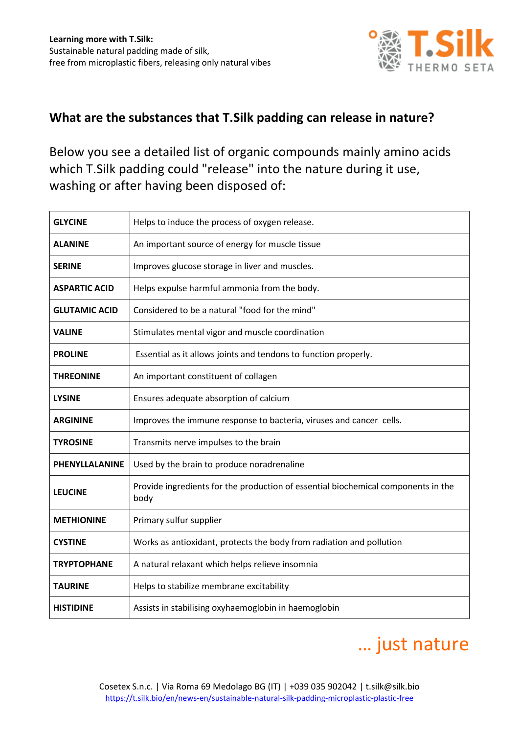**Learning more with T.Silk:**
Sustainable natural padding made of silk,
free from microplastic fibers, releasing only natural vibes

T.Silk
THERMO SETA

## What are the substances that T.Silk padding can release in nature?

Below you see a detailed list of organic compounds mainly amino acids which T.Silk padding could "release" into the nature during it use, washing or after having been disposed of:

| | |
|---|---|
| **GLYCINE** | Helps to induce the process of oxygen release. |
| **ALANINE** | An important source of energy for muscle tissue |
| **SERINE** | Improves glucose storage in liver and muscles. |
| **ASPARTIC ACID** | Helps expulse harmful ammonia from the body. |
| **GLUTAMIC ACID** | Considered to be a natural "food for the mind" |
| **VALINE** | Stimulates mental vigor and muscle coordination |
| **PROLINE** | Essential as it allows joints and tendons to function properly. |
| **THREONINE** | An important constituent of collagen |
| **LYSINE** | Ensures adequate absorption of calcium |
| **ARGININE** | Improves the immune response to bacteria, viruses and cancer cells. |
| **TYROSINE** | Transmits nerve impulses to the brain |
| **PHENYLLALANINE** | Used by the brain to produce noradrenaline |
| **LEUCINE** | Provide ingredients for the production of essential biochemical components in the body |
| **METHIONINE** | Primary sulfur supplier |
| **CYSTINE** | Works as antioxidant, protects the body from radiation and pollution |
| **TRYPTOPHANE** | A natural relaxant which helps relieve insomnia |
| **TAURINE** | Helps to stabilize membrane excitability |
| **HISTIDINE** | Assists in stabilising oxyhaemoglobin in haemoglobin |

… just nature

Cosetex S.n.c. | Via Roma 69 Medolago BG (IT) | +039 035 902042 | t.silk@silk.bio
https://t.silk.bio/en/news-en/sustainable-natural-silk-padding-microplastic-plastic-free